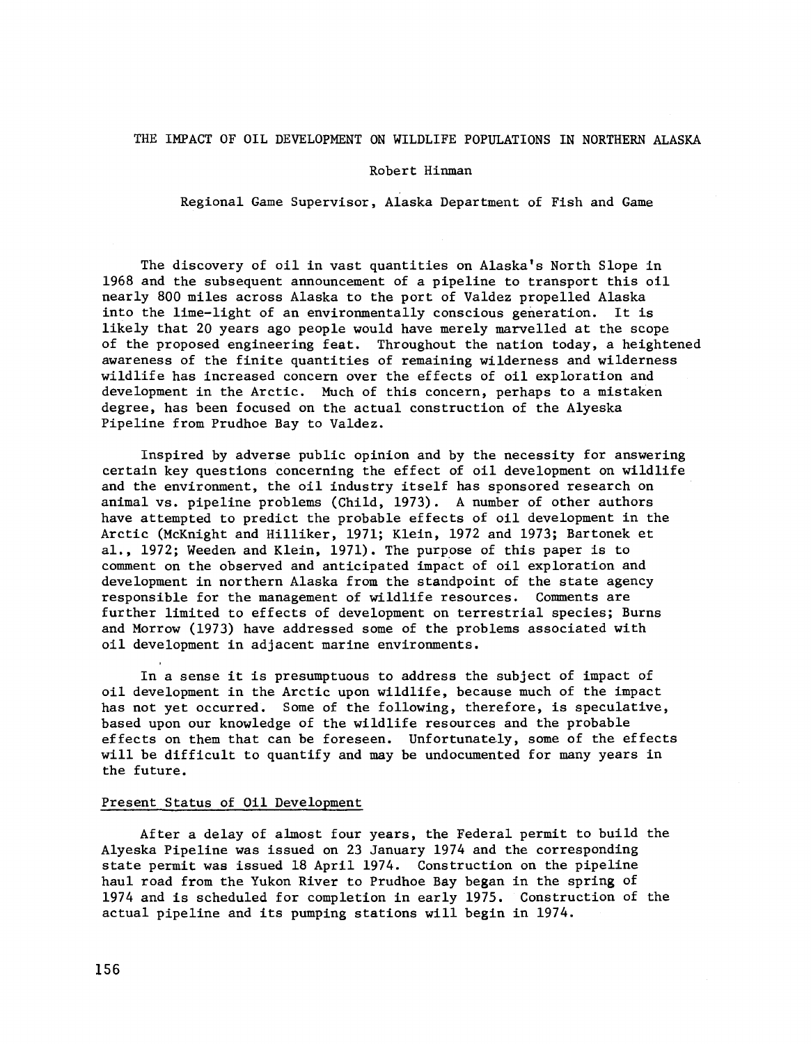# THE IMPACT OF OIL DEVELOPMENT ON WILDLIFE POPULATIONS IN NORTHERN ALASKA

Robert Hinman

Regional Game Supervisor, Alaska Department of Fish and Game

The discovery of oil in vast quantities on Alaska's North Slope in 1968 and the subsequent announcement of a pipeline to transport this oil nearly 800 miles across Alaska to the port of Valdez propelled Alaska into the lime-light of an environmentally conscious generation. It is likely that 20 years ago people would have merely marvelled at the scope of the proposed engineering feat. Throughout the nation today, a heightened awareness of the finite quantities of remaining wilderness and wilderness wildlife has increased concern over the effects of oil exploration and development in the Arctic. Much of this concern, perhaps to a mistaken degree, has been focused on the actual construction of the Alyeska Pipeline from Prudhoe Bay to Valdez.

Inspired by adverse public opinion and by the necessity for answering certain key questions concerning the effect of oil development on wildlife and the environment, the oil industry itself has sponsored research on animal vs. pipeline problems (Child, 1973). A number of other authors have attempted to predict the probable effects of oil development in the Arctic (McKnight and Hilliker, 1971; Klein, 1972 and 1973; Bartonek et al., 1972; Weeden and Klein, 1971). The purpose of this paper is to comment on the observed and anticipated impact of oil exploration and development in northern Alaska from the standpoint of the state agency responsible for the management of wildlife resources. Comments are further limited to effects of development on terrestrial species; Burns and Morrow (1973) have addressed some of the problems associated with oil development in adjacent marine environments.

In a sense it is presumptuous to address the subject of impact of oil development in the Arctic upon wildlife, because much of the impact has not yet occurred. Some of the following, therefore, is speculative, based upon our knowledge of the wildlife resources and the probable effects on them that can be foreseen. Unfortunately, some of the effects will be difficult to quantify and may be undocumented for many years in the future.

## Present Status of Oil Development

After a delay of almost four years, the Federal permit to build the Alyeska Pipeline was issued on 23 January 1974 and the corresponding state permit was issued 18 April 1974. Construction on the pipeline haul road from the Yukon River to Prudhoe Bay began in the spring of 1974 and is scheduled for completion in early 1975. Construction of the actual pipeline and its pumping stations will begin in 1974.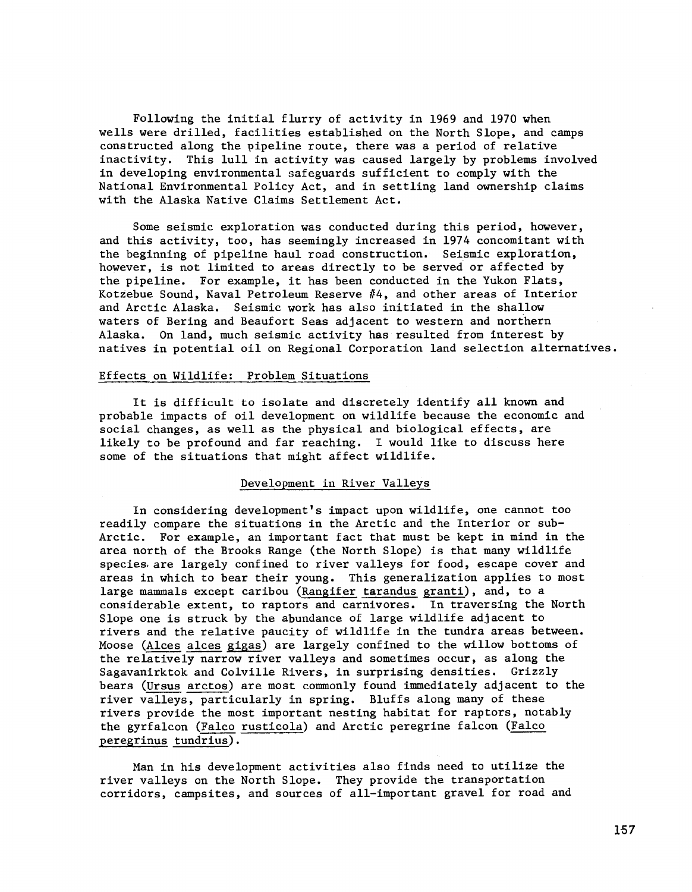Following the initial flurry of activity in 1969 and 1970 when wells were drilled, facilities established on the North Slope, and camps constructed along the pipeline route, there was a period of relative inactivity. This lull in activity was caused largely by problems involved in developing environmental safeguards sufficient to comply with the National Environmental Policy Act, and in settling land ownership claims with the Alaska Native Claims Settlement Act.

Some seismic exploration was conducted during this period, however, and this activity, too, has seemingly increased in 1974 concomitant with the beginning of pipeline haul road construction. Seismic exploration, however, is not limited to areas directly to be served or affected by the pipeline. For example, it has been conducted in the Yukon Flats, Kotzebue Sound, Naval Petroleum Reserve #4, and other areas of Interior and Arctic Alaska. Seismic work has also initiated in the shallow waters of Bering and Beaufort Seas adjacent to western and northern Alaska. On land, much seismic activity has resulted from interest by natives in potential oil on Regional Corporation land selection alternatives.

## Effects on Wildlife: Problem Situations

It is difficult to isolate and discretely identify all known and probable impacts of oil development on wildlife because the economic and social changes, as well as the physical and biological effects, are likely to be profound and far reaching. I would like to discuss here some of the situations that might affect wildlife.

### Development in River Valleys

In considering development's impact upon wildlife, one cannot too readily compare the situations in the Arctic and the Interior or sub-Arctic. For example, an important fact that must be kept in mind in the area north of the Brooks Range (the North Slope) is that many wildlife species are largely confined to river valleys for food, escape cover and areas in which to bear their young. This generalization applies to most large mammals except caribou (*Rangifer tarandus granti*), and, to a considerable extent, to raptors and carnivores. In traversing the North Slope one is struck by the abundance of large wildlife adjacent to rivers and the relative paucity of wildlife in the tundra areas between. Moose (*Alces alces gigas*) are largely confined to the willow bottoms of the relatively narrow river valleys and sometimes occur, as along the Sagavanirktok and Colville Rivers, in surprising densities. Grizzly bears (*Ursus arctos*) are most commonly found immediately adjacent to the river valleys, particularly in spring. Bluffs along many of these rivers provide the most important nesting habitat for raptors, notably the gyrfalcon (*Falco rusticola*) and Arctic peregrine falcon (*Falco peregrinus tundrius*).

Man in his development activities also finds need to utilize the river valleys on the North Slope. They provide the transportation corridors, campsites, and sources of all-important gravel for road and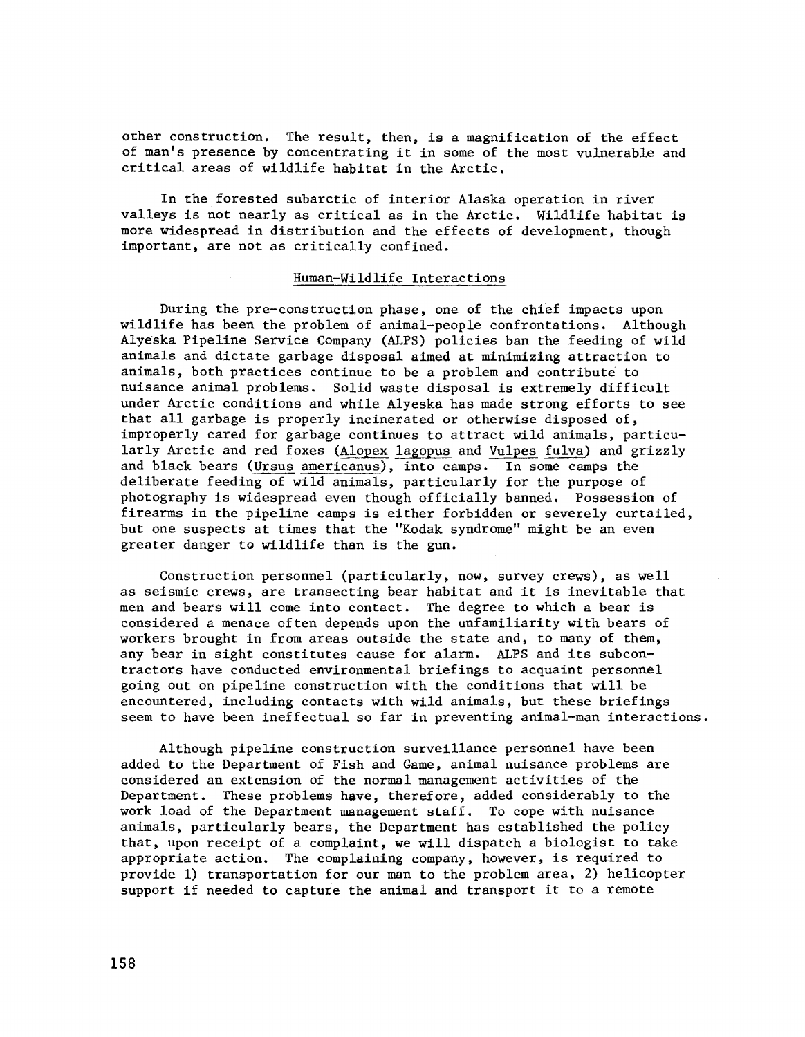other construction. The result, then, is a magnification of the effect of man's presence by concentrating it in some of the most vulnerable and critical areas of wildlife habitat in the Arctic.

In the forested subarctic of interior Alaska operation in river valleys is not nearly as critical as in the Arctic. Wildlife habitat is more widespread in distribution and the effects of development, though important, are not as critically confined.

## Human-Wildlife Interactions

During the pre-construction phase, one of the chief impacts upon wildlife has been the problem of animal-people confrontations. Although Alyeska Pipeline Service Company (ALPS) policies ban the feeding of wild animals and dictate garbage disposal aimed at minimizing attraction to animals, both practices continue to be a problem and contribute to nuisance animal problems. Solid waste disposal is extremely difficult under Arctic conditions and while Alyeska has made strong efforts to see that all garbage is properly incinerated or otherwise disposed of, improperly cared for garbage continues to attract wild animals, particularly Arctic and red foxes (*Alopex lagopus* and *Vulpes fulva*) and grizzly and black bears (*Ursus americanus*), into camps. In some camps the deliberate feeding of wild animals, particularly for the purpose of photography is widespread even though officially banned. Possession of firearms in the pipeline camps is either forbidden or severely curtailed, but one suspects at times that the "Kodak syndrome" might be an even greater danger to wildlife than is the gun.

Construction personnel (particularly, now, survey crews), as well as seismic crews, are transecting bear habitat and it is inevitable that men and bears will come into contact. The degree to which a bear is considered a menace often depends upon the unfamiliarity with bears of workers brought in from areas outside the state and, to many of them, any bear in sight constitutes cause for alarm. ALPS and its subcontractors have conducted environmental briefings to acquaint personnel going out on pipeline construction with the conditions that will be encountered, including contacts with wild animals, but these briefings seem to have been ineffectual so far in preventing animal-man interactions.

Although pipeline construction surveillance personnel have been added to the Department of Fish and Game, animal nuisance problems are considered an extension of the normal management activities of the Department. These problems have, therefore, added considerably to the work load of the Department management staff. To cope with nuisance animals, particularly bears, the Department has established the policy that, upon receipt of a complaint, we will dispatch a biologist to take appropriate action. The complaining company, however, is required to provide 1) transportation for our man to the problem area, 2) helicopter support if needed to capture the animal and transport it to a remote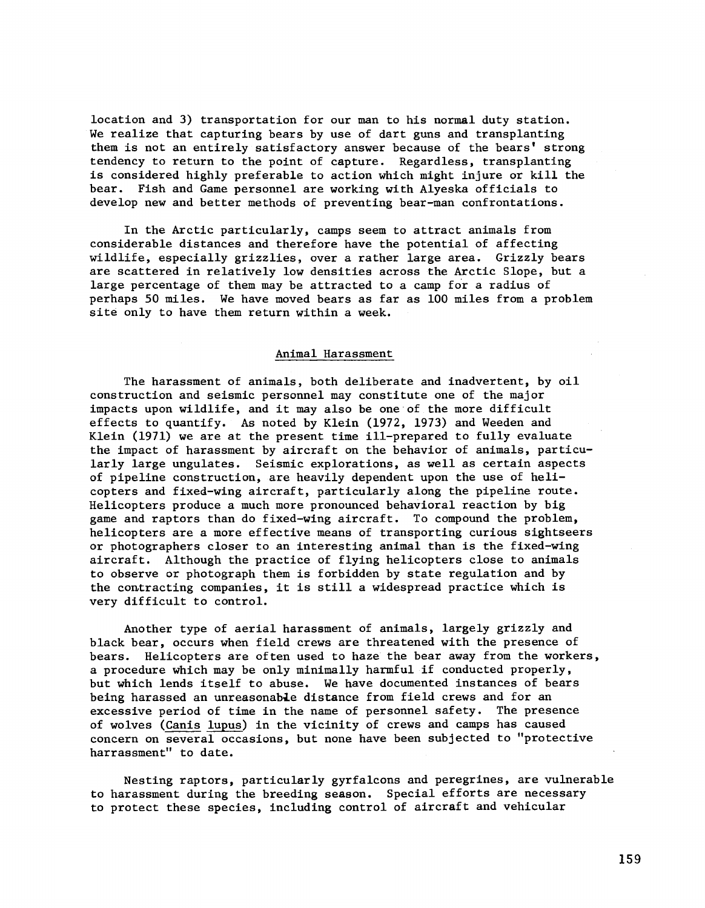location and 3) transportation for our man to his normal duty station. We realize that capturing bears by use of dart guns and transplanting them is not an entirely satisfactory answer because of the bears' strong tendency to return to the point of capture. Regardless, transplanting is considered highly preferable to action which might injure or kill the bear. Fish and Game personnel are working with Alyeska officials to develop new and better methods of preventing bear-man confrontations.

In the Arctic particularly, camps seem to attract animals from considerable distances and therefore have the potential of affecting wildlife, especially grizzlies, over a rather large area. Grizzly bears are scattered in relatively low densities across the Arctic Slope, but a large percentage of them may be attracted to a camp for a radius of perhaps 50 miles. We have moved bears as far as 100 miles from a problem site only to have them return within a week.

## Animal Harassment

The harassment of animals, both deliberate and inadvertent, by oil construction and seismic personnel may constitute one of the major impacts upon wildlife, and it may also be one of the more difficult effects to quantify. As noted by Klein (1972, 1973) and Weeden and Klein (1971) we are at the present time ill-prepared to fully evaluate the impact of harassment by aircraft on the behavior of animals, particularly large ungulates. Seismic explorations, as well as certain aspects of pipeline construction, are heavily dependent upon the use of helicopters and fixed-wing aircraft, particularly along the pipeline route. Helicopters produce a much more pronounced behavioral reaction by big game and raptors than do fixed-wing aircraft. To compound the problem, helicopters are a more effective means of transporting curious sightseers or photographers closer to an interesting animal than is the fixed-wing aircraft. Although the practice of flying helicopters close to animals to observe or photograph them is forbidden by state regulation and by the contracting companies, it is still a widespread practice which is very difficult to control.

Another type of aerial harassment of animals, largely grizzly and black bear, occurs when field crews are threatened with the presence of bears. Helicopters are often used to haze the bear away from the workers, a procedure which may be only minimally harmful if conducted properly, but which lends itself to abuse. We have documented instances of bears being harassed an unreasonable distance from field crews and for an excessive period of time in the name of personnel safety. The presence of wolves (*Canis lupus*) in the vicinity of crews and camps has caused concern on several occasions, but none have been subjected to "protective harrassment" to date.

Nesting raptors, particularly gyrfalcons and peregrines, are vulnerable to harassment during the breeding season. Special efforts are necessary to protect these species, including control of aircraft and vehicular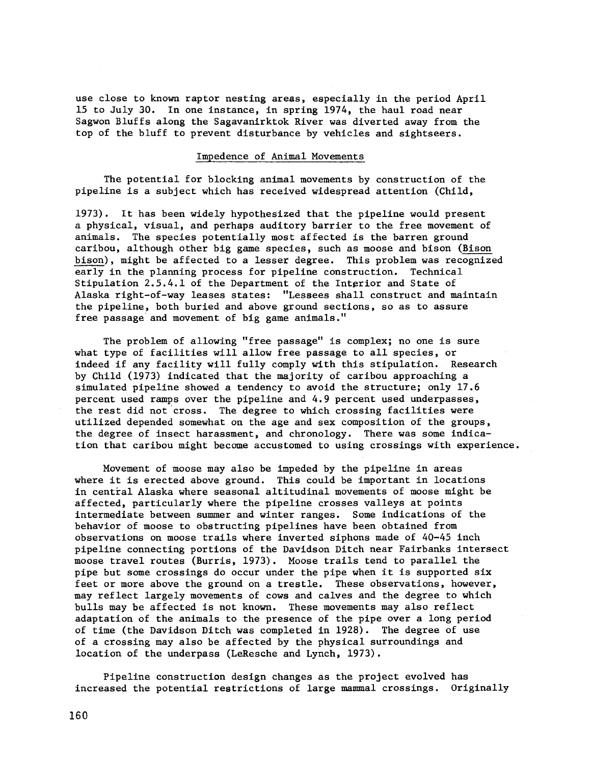use close to known raptor nesting areas, especially in the period April 15 to July 30. In one instance, in spring 1974, the haul road near Sagwon Bluffs along the Sagavanirktok River was diverted away from the top of the bluff to prevent disturbance by vehicles and sightseers.

## Impedence of Animal Movements

The potential for blocking animal movements by construction of the pipeline is a subject which has received widespread attention (Child, 1973). It has been widely hypothesized that the pipeline would present a physical, visual, and perhaps auditory barrier to the free movement of animals. The species potentially most affected is the barren ground caribou, although other big game species, such as moose and bison (Bison bison), might be affected to a lesser degree. This problem was recognized early in the planning process for pipeline construction. Technical Stipulation 2.5.4.1 of the Department of the Interior and State of Alaska right-of-way leases states: "Lessees shall construct and maintain the pipeline, both buried and above ground sections, so as to assure free passage and movement of big game animals."

The problem of allowing "free passage" is complex; no one is sure what type of facilities will allow free passage to all species, or indeed if any facility will fully comply with this stipulation. Research by Child (1973) indicated that the majority of caribou approaching a simulated pipeline showed a tendency to avoid the structure; only 17.6 percent used ramps over the pipeline and 4.9 percent used underpasses, the rest did not cross. The degree to which crossing facilities were utilized depended somewhat on the age and sex composition of the groups, the degree of insect harassment, and chronology. There was some indication that caribou might become accustomed to using crossings with experience.

Movement of moose may also be impeded by the pipeline in areas where it is erected above ground. This could be important in locations in central Alaska where seasonal altitudinal movements of moose might be affected, particularly where the pipeline crosses valleys at points intermediate between summer and winter ranges. Some indications of the behavior of moose to obstructing pipelines have been obtained from observations on moose trails where inverted siphons made of 40-45 inch pipeline connecting portions of the Davidson Ditch near Fairbanks intersect moose travel routes (Burris, 1973). Moose trails tend to parallel the pipe but some crossings do occur under the pipe when it is supported six feet or more above the ground on a trestle. These observations, however, may reflect largely movements of cows and calves and the degree to which bulls may be affected is not known. These movements may also reflect adaptation of the animals to the presence of the pipe over a long period of time (the Davidson Ditch was completed in 1928). The degree of use of a crossing may also be affected by the physical surroundings and location of the underpass (LeResche and Lynch, 1973).

Pipeline construction design changes as the project evolved has increased the potential restrictions of large mammal crossings. Originally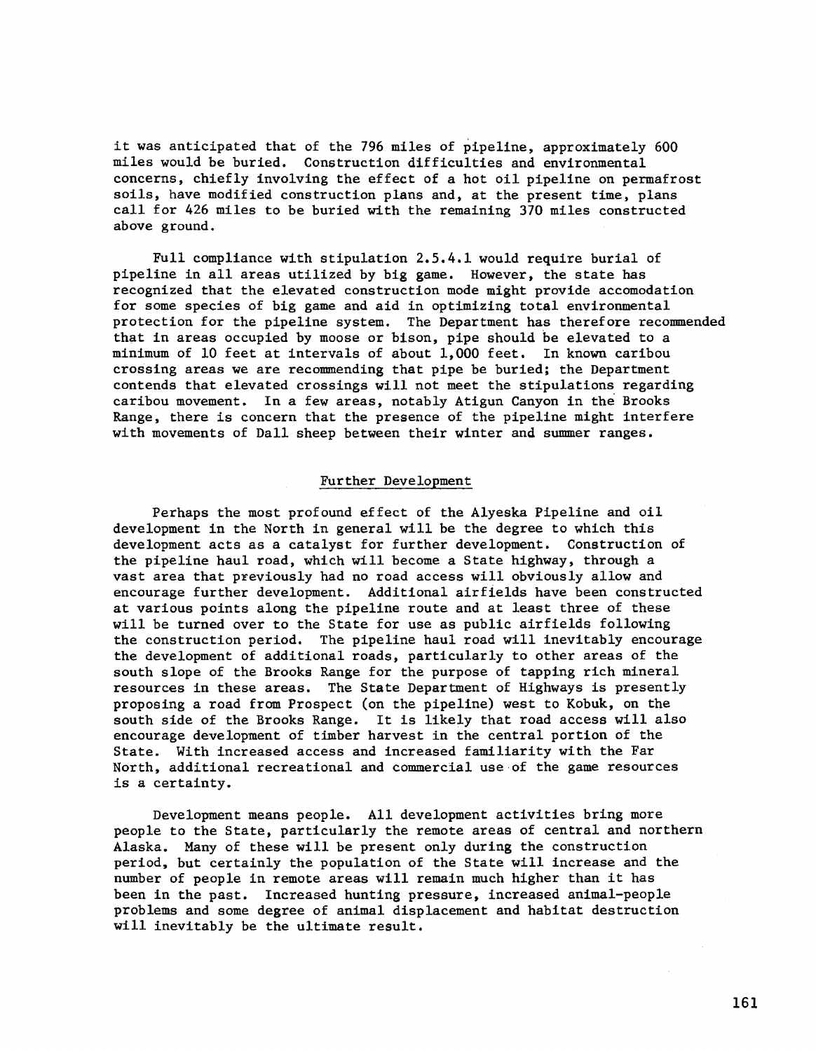it was anticipated that of the 796 miles of pipeline, approximately 600 miles would be buried. Construction difficulties and environmental concerns, chiefly involving the effect of a hot oil pipeline on permafrost soils, have modified construction plans and, at the present time, plans call for 426 miles to be buried with the remaining 370 miles constructed above ground.

Full compliance with stipulation 2.5.4.1 would require burial of pipeline in all areas utilized by big game. However, the state has recognized that the elevated construction mode might provide accomodation for some species of big game and aid in optimizing total environmental protection for the pipeline system. The Department has therefore recommended that in areas occupied by moose or bison, pipe should be elevated to a minimum of 10 feet at intervals of about 1,000 feet. In known caribou crossing areas we are recommending that pipe be buried; the Department contends that elevated crossings will not meet the stipulations regarding caribou movement. In a few areas, notably Atigun Canyon in the Brooks Range, there is concern that the presence of the pipeline might interfere with movements of Dall sheep between their winter and summer ranges.

## Further Development

Perhaps the most profound effect of the Alyeska Pipeline and oil development in the North in general will be the degree to which this development acts as a catalyst for further development. Construction of the pipeline haul road, which will become a State highway, through a vast area that previously had no road access will obviously allow and encourage further development. Additional airfields have been constructed at various points along the pipeline route and at least three of these will be turned over to the State for use as public airfields following the construction period. The pipeline haul road will inevitably encourage the development of additional roads, particularly to other areas of the south slope of the Brooks Range for the purpose of tapping rich mineral resources in these areas. The State Department of Highways is presently proposing a road from Prospect (on the pipeline) west to Kobuk, on the south side of the Brooks Range. It is likely that road access will also encourage development of timber harvest in the central portion of the State. With increased access and increased familiarity with the Far North, additional recreational and commercial use of the game resources is a certainty.

Development means people. All development activities bring more people to the State, particularly the remote areas of central and northern Alaska. Many of these will be present only during the construction period, but certainly the population of the State will increase and the number of people in remote areas will remain much higher than it has been in the past. Increased hunting pressure, increased animal-people problems and some degree of animal displacement and habitat destruction will inevitably be the ultimate result.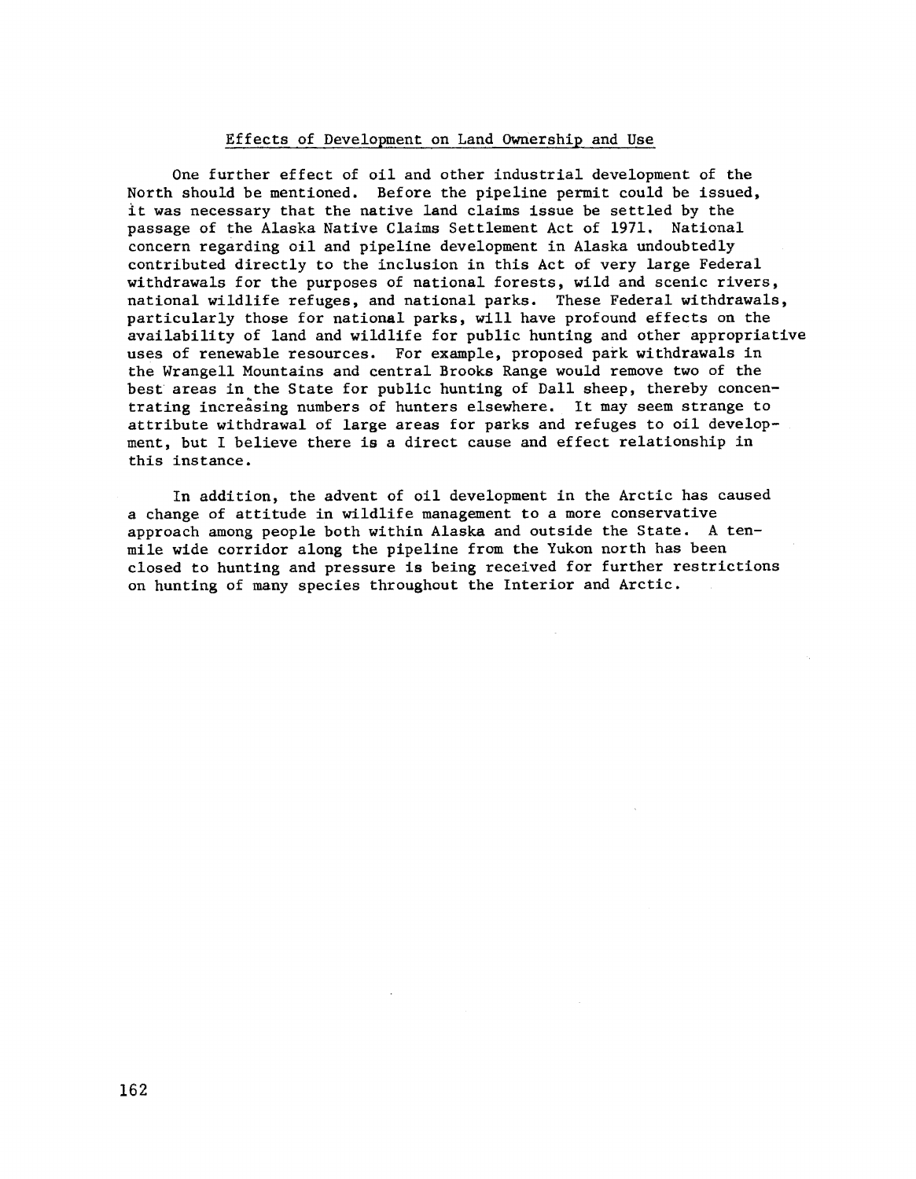## Effects of Development on Land Ownership and Use

One further effect of oil and other industrial development of the North should be mentioned. Before the pipeline permit could be issued, it was necessary that the native land claims issue be settled by the passage of the Alaska Native Claims Settlement Act of 1971. National concern regarding oil and pipeline development in Alaska undoubtedly contributed directly to the inclusion in this Act of very large Federal withdrawals for the purposes of national forests, wild and scenic rivers, national wildlife refuges, and national parks. These Federal withdrawals, particularly those for national parks, will have profound effects on the availability of land and wildlife for public hunting and other appropriative uses of renewable resources. For example, proposed park withdrawals in the Wrangell Mountains and central Brooks Range would remove two of the best areas in the State for public hunting of Dall sheep, thereby concentrating increasing numbers of hunters elsewhere. It may seem strange to attribute withdrawal of large areas for parks and refuges to oil development, but I believe there is a direct cause and effect relationship in this instance.

In addition, the advent of oil development in the Arctic has caused a change of attitude in wildlife management to a more conservative approach among people both within Alaska and outside the State. A ten-mile wide corridor along the pipeline from the Yukon north has been closed to hunting and pressure is being received for further restrictions on hunting of many species throughout the Interior and Arctic.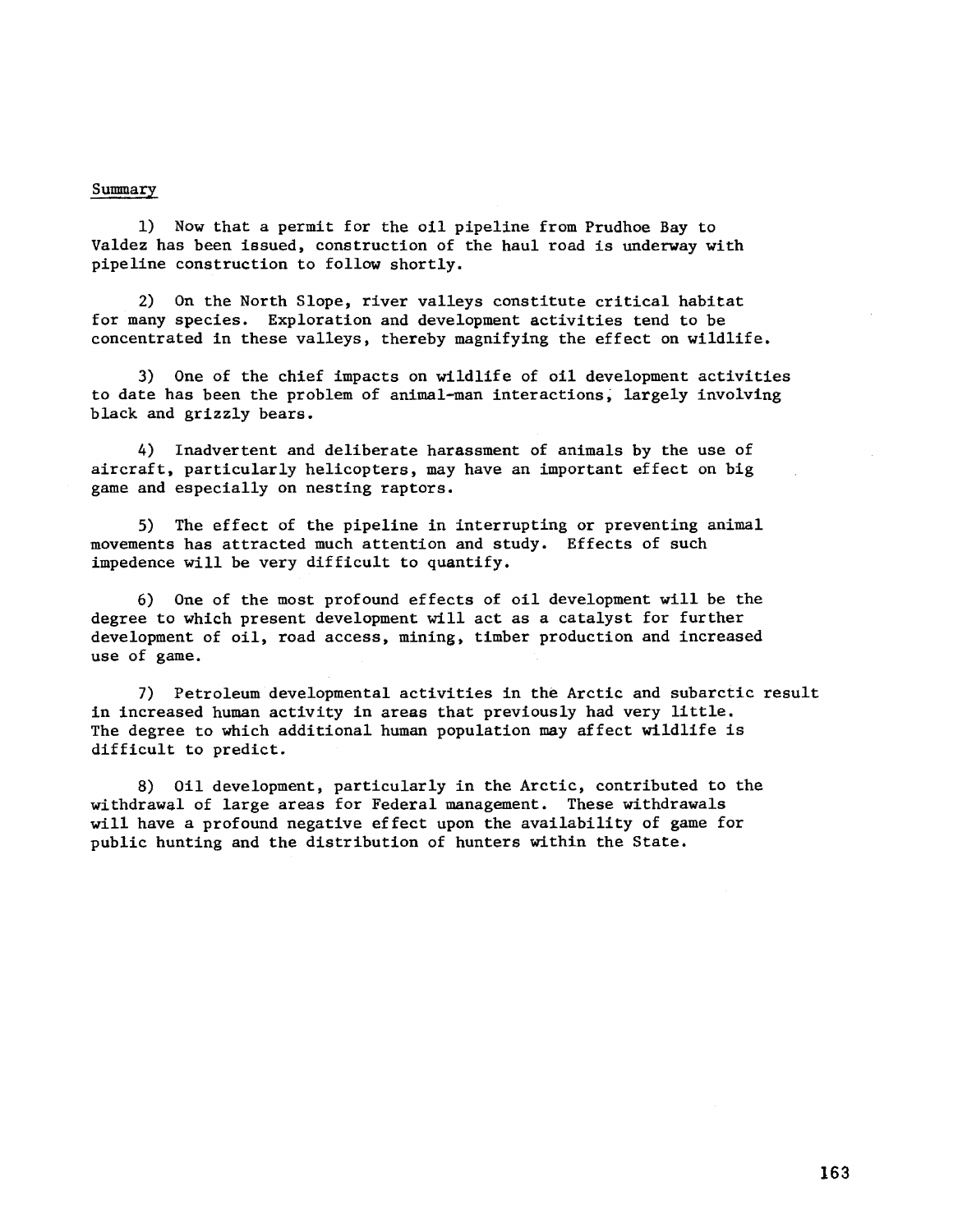## Summary

1) Now that a permit for the oil pipeline from Prudhoe Bay to Valdez has been issued, construction of the haul road is underway with pipeline construction to follow shortly.

2) On the North Slope, river valleys constitute critical habitat for many species. Exploration and development activities tend to be concentrated in these valleys, thereby magnifying the effect on wildlife.

3) One of the chief impacts on wildlife of oil development activities to date has been the problem of animal-man interactions, largely involving black and grizzly bears.

4) Inadvertent and deliberate harassment of animals by the use of aircraft, particularly helicopters, may have an important effect on big game and especially on nesting raptors.

5) The effect of the pipeline in interrupting or preventing animal movements has attracted much attention and study. Effects of such impedence will be very difficult to quantify.

6) One of the most profound effects of oil development will be the degree to which present development will act as a catalyst for further development of oil, road access, mining, timber production and increased use of game.

7) Petroleum developmental activities in the Arctic and subarctic result in increased human activity in areas that previously had very little. The degree to which additional human population may affect wildlife is difficult to predict.

8) Oil development, particularly in the Arctic, contributed to the withdrawal of large areas for Federal management. These withdrawals will have a profound negative effect upon the availability of game for public hunting and the distribution of hunters within the State.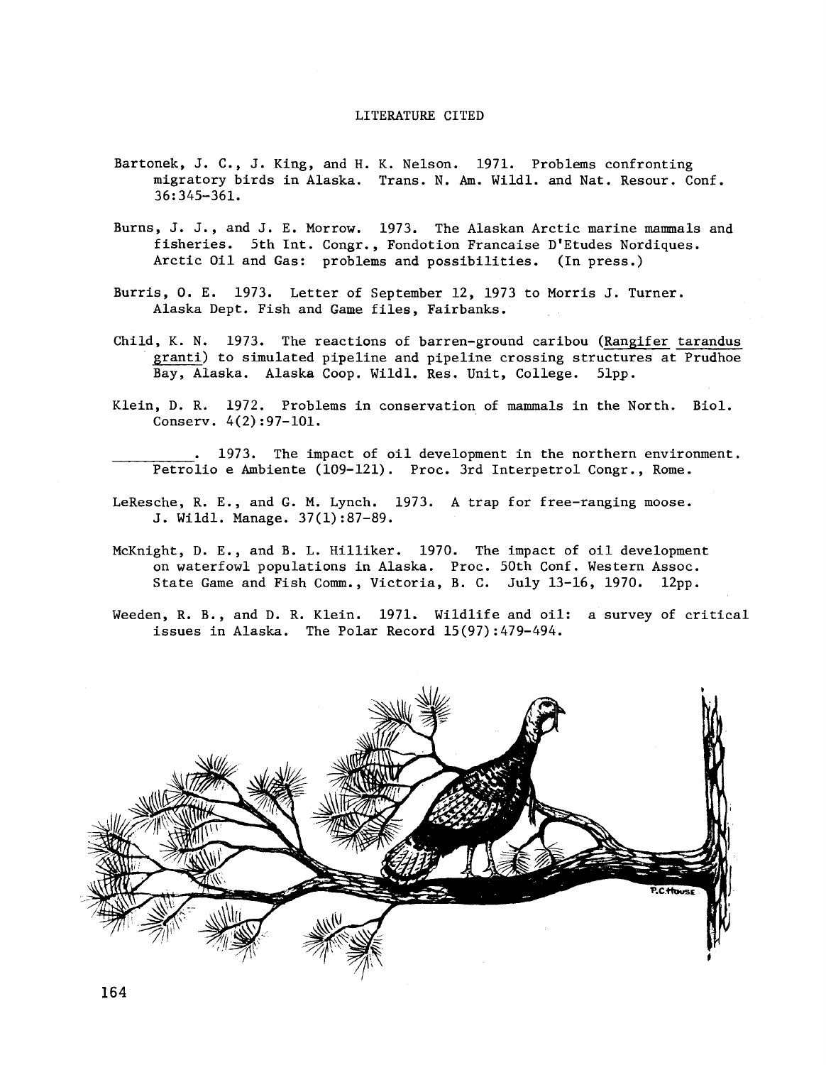## LITERATURE CITED

Bartonek, J. C., J. King, and H. K. Nelson. 1971. Problems confronting migratory birds in Alaska. Trans. N. Am. Wildl. and Nat. Resour. Conf. 36:345-361.

Burns, J. J., and J. E. Morrow. 1973. The Alaskan Arctic marine mammals and fisheries. 5th Int. Congr., Fondotion Francaise D'Etudes Nordiques. Arctic Oil and Gas: problems and possibilities. (In press.)

Burris, O. E. 1973. Letter of September 12, 1973 to Morris J. Turner. Alaska Dept. Fish and Game files, Fairbanks.

Child, K. N. 1973. The reactions of barren-ground caribou (Rangifer tarandus granti) to simulated pipeline and pipeline crossing structures at Prudhoe Bay, Alaska. Alaska Coop. Wildl. Res. Unit, College. 51pp.

Klein, D. R. 1972. Problems in conservation of mammals in the North. Biol. Conserv. 4(2):97-101.

__________. 1973. The impact of oil development in the northern environment. Petrolio e Ambiente (109-121). Proc. 3rd Interpetrol Congr., Rome.

LeResche, R. E., and G. M. Lynch. 1973. A trap for free-ranging moose. J. Wildl. Manage. 37(1):87-89.

McKnight, D. E., and B. L. Hilliker. 1970. The impact of oil development on waterfowl populations in Alaska. Proc. 50th Conf. Western Assoc. State Game and Fish Comm., Victoria, B. C. July 13-16, 1970. 12pp.

Weeden, R. B., and D. R. Klein. 1971. Wildlife and oil: a survey of critical issues in Alaska. The Polar Record 15(97):479-494.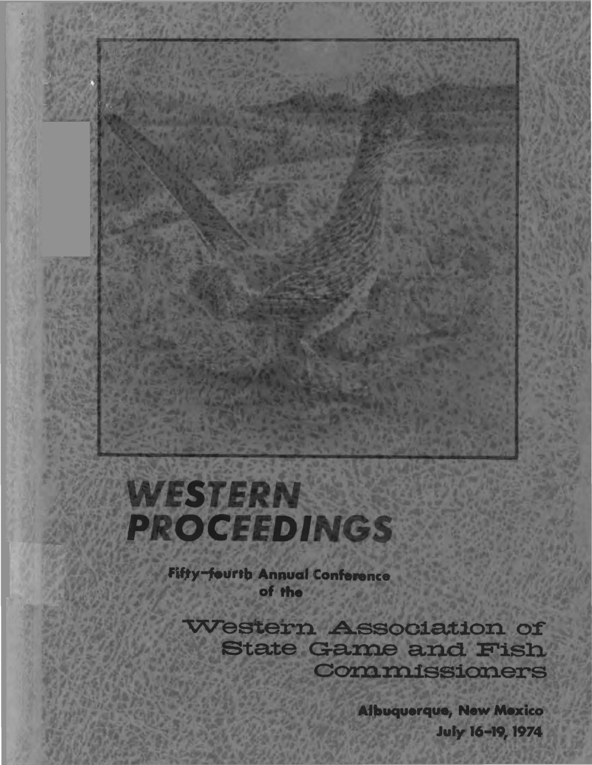# WESTERN PROCEEDINGS

**Fifty-fourth Annual Conference of the**

## Western Association of State Game and Fish Commissioners

**Albuquerque, New Mexico**
**July 16-19, 1974**